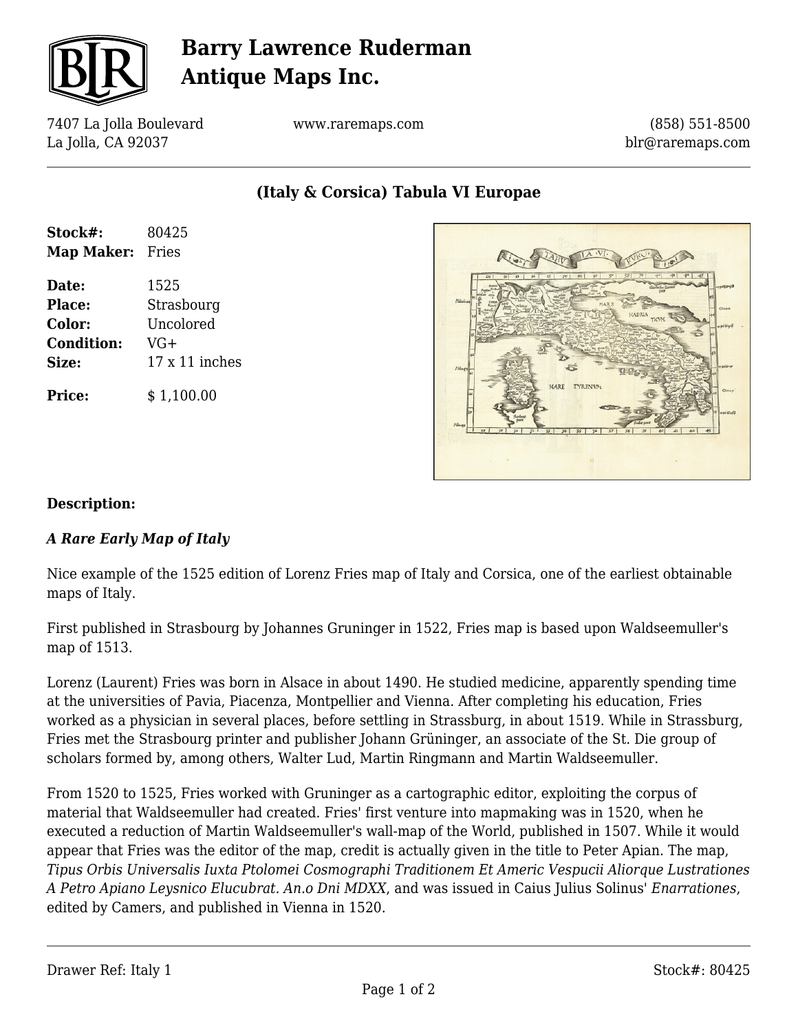# Barry Lawrence Ruderman Antique Maps Inc.

7407 La Jolla Boulevard
La Jolla, CA 92037

www.raremaps.com

(858) 551-8500
blr@raremaps.com

## (Italy & Corsica) Tabula VI Europae

| | |
|---|---|
| **Stock#:** | 80425 |
| **Map Maker:** | Fries |
| **Date:** | 1525 |
| **Place:** | Strasbourg |
| **Color:** | Uncolored |
| **Condition:** | VG+ |
| **Size:** | 17 x 11 inches |
| **Price:** | $ 1,100.00 |

**Description:**

***A Rare Early Map of Italy***

Nice example of the 1525 edition of Lorenz Fries map of Italy and Corsica, one of the earliest obtainable maps of Italy.

First published in Strasbourg by Johannes Gruninger in 1522, Fries map is based upon Waldseemuller's map of 1513.

Lorenz (Laurent) Fries was born in Alsace in about 1490. He studied medicine, apparently spending time at the universities of Pavia, Piacenza, Montpellier and Vienna. After completing his education, Fries worked as a physician in several places, before settling in Strassburg, in about 1519. While in Strassburg, Fries met the Strasbourg printer and publisher Johann Grüninger, an associate of the St. Die group of scholars formed by, among others, Walter Lud, Martin Ringmann and Martin Waldseemuller.

From 1520 to 1525, Fries worked with Gruninger as a cartographic editor, exploiting the corpus of material that Waldseemuller had created. Fries' first venture into mapmaking was in 1520, when he executed a reduction of Martin Waldseemuller's wall-map of the World, published in 1507. While it would appear that Fries was the editor of the map, credit is actually given in the title to Peter Apian. The map, *Tipus Orbis Universalis Iuxta Ptolomei Cosmographi Traditionem Et Americ Vespucii Aliorque Lustrationes A Petro Apiano Leysnico Elucubrat. An.o Dni MDXX*, and was issued in Caius Julius Solinus' *Enarrationes*, edited by Camers, and published in Vienna in 1520.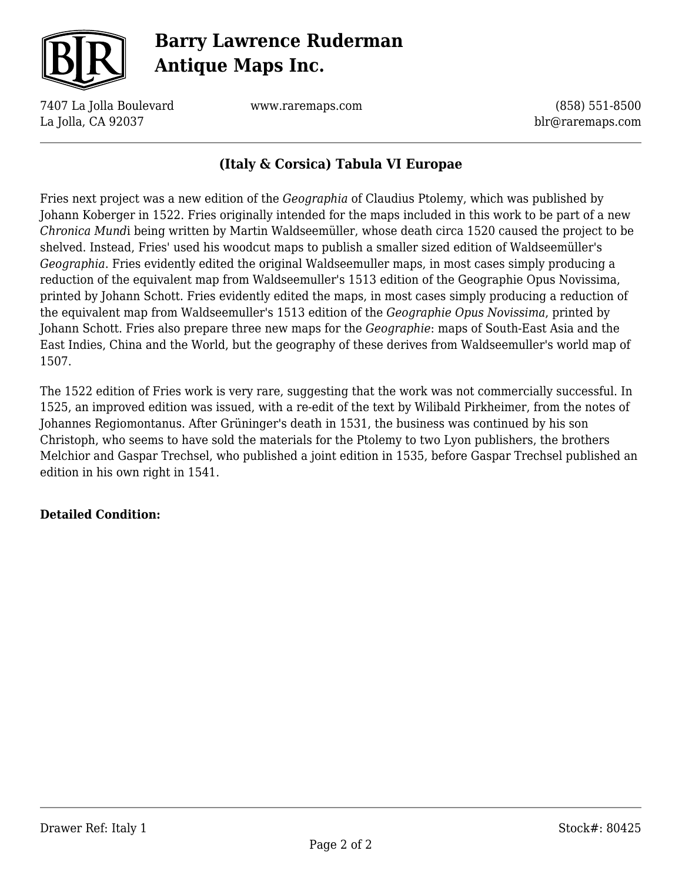## (Italy & Corsica) Tabula VI Europae

Fries next project was a new edition of the *Geographia* of Claudius Ptolemy, which was published by Johann Koberger in 1522. Fries originally intended for the maps included in this work to be part of a new *Chronica Mund*i being written by Martin Waldseemüller, whose death circa 1520 caused the project to be shelved. Instead, Fries' used his woodcut maps to publish a smaller sized edition of Waldseemüller's *Geographia*. Fries evidently edited the original Waldseemuller maps, in most cases simply producing a reduction of the equivalent map from Waldseemuller's 1513 edition of the Geographie Opus Novissima, printed by Johann Schott. Fries evidently edited the maps, in most cases simply producing a reduction of the equivalent map from Waldseemuller's 1513 edition of the *Geographie Opus Novissima*, printed by Johann Schott. Fries also prepare three new maps for the *Geographie*: maps of South-East Asia and the East Indies, China and the World, but the geography of these derives from Waldseemuller's world map of 1507.

The 1522 edition of Fries work is very rare, suggesting that the work was not commercially successful. In 1525, an improved edition was issued, with a re-edit of the text by Wilibald Pirkheimer, from the notes of Johannes Regiomontanus. After Grüninger's death in 1531, the business was continued by his son Christoph, who seems to have sold the materials for the Ptolemy to two Lyon publishers, the brothers Melchior and Gaspar Trechsel, who published a joint edition in 1535, before Gaspar Trechsel published an edition in his own right in 1541.

**Detailed Condition:**